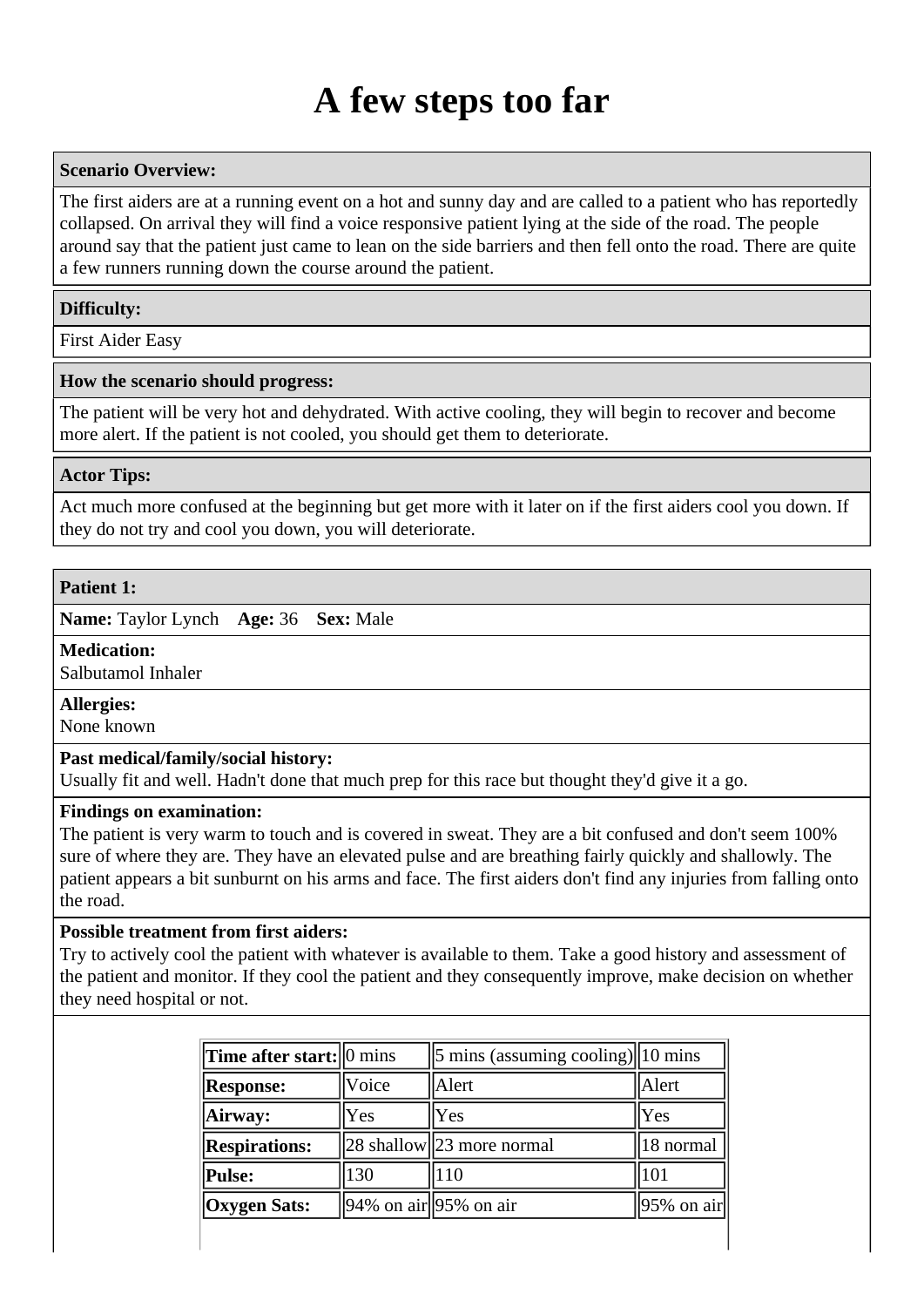# A few steps too far

**Scenario Overview:**

The first aiders are at a running event on a hot and sunny day and are called to a patient who has reportedly collapsed. On arrival they will find a voice responsive patient lying at the side of the road. The people around say that the patient just came to lean on the side barriers and then fell onto the road. There are quite a few runners running down the course around the patient.

**Difficulty:**

First Aider Easy

**How the scenario should progress:**

The patient will be very hot and dehydrated. With active cooling, they will begin to recover and become more alert. If the patient is not cooled, you should get them to deteriorate.

**Actor Tips:**

Act much more confused at the beginning but get more with it later on if the first aiders cool you down. If they do not try and cool you down, you will deteriorate.

**Patient 1:**

**Name:** Taylor Lynch **Age:** 36 **Sex:** Male

**Medication:**
Salbutamol Inhaler

**Allergies:**
None known

**Past medical/family/social history:**
Usually fit and well. Hadn't done that much prep for this race but thought they'd give it a go.

**Findings on examination:**
The patient is very warm to touch and is covered in sweat. They are a bit confused and don't seem 100% sure of where they are. They have an elevated pulse and are breathing fairly quickly and shallowly. The patient appears a bit sunburnt on his arms and face. The first aiders don't find any injuries from falling onto the road.

**Possible treatment from first aiders:**
Try to actively cool the patient with whatever is available to them. Take a good history and assessment of the patient and monitor. If they cool the patient and they consequently improve, make decision on whether they need hospital or not.

| Time after start: | 0 mins | 5 mins (assuming cooling) | 10 mins |
|---|---|---|---|
| **Response:** | Voice | Alert | Alert |
| **Airway:** | Yes | Yes | Yes |
| **Respirations:** | 28 shallow | 23 more normal | 18 normal |
| **Pulse:** | 130 | 110 | 101 |
| **Oxygen Sats:** | 94% on air | 95% on air | 95% on air |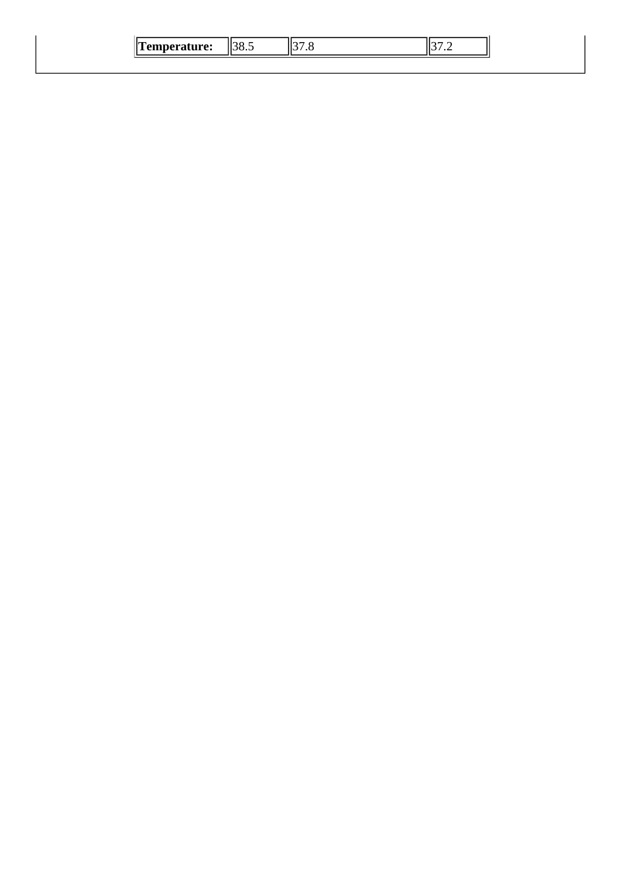| | | | |
|---|---|---|---|
| **Temperature:** | 38.5 | 37.8 | 37.2 |